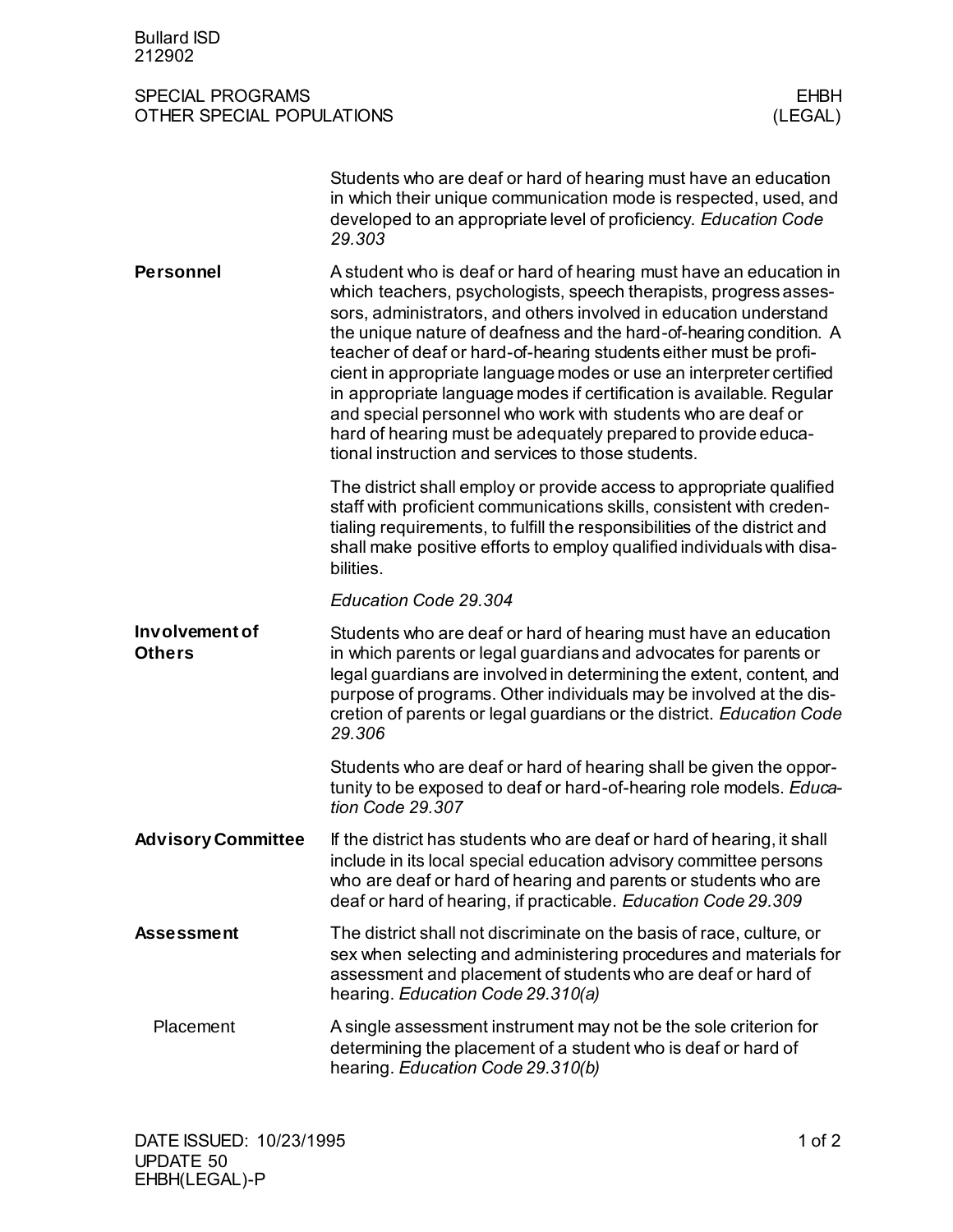Students who are deaf or hard of hearing must have an education in which their unique communication mode is respected, used, and developed to an appropriate level of proficiency. *Education Code 29.303*

## Personnel

A student who is deaf or hard of hearing must have an education in which teachers, psychologists, speech therapists, progress assessors, administrators, and others involved in education understand the unique nature of deafness and the hard-of-hearing condition. A teacher of deaf or hard-of-hearing students either must be proficient in appropriate language modes or use an interpreter certified in appropriate language modes if certification is available. Regular and special personnel who work with students who are deaf or hard of hearing must be adequately prepared to provide educational instruction and services to those students.

The district shall employ or provide access to appropriate qualified staff with proficient communications skills, consistent with credentialing requirements, to fulfill the responsibilities of the district and shall make positive efforts to employ qualified individuals with disabilities.

*Education Code 29.304*

## Involvement of Others

Students who are deaf or hard of hearing must have an education in which parents or legal guardians and advocates for parents or legal guardians are involved in determining the extent, content, and purpose of programs. Other individuals may be involved at the discretion of parents or legal guardians or the district. *Education Code 29.306*

Students who are deaf or hard of hearing shall be given the opportunity to be exposed to deaf or hard-of-hearing role models. *Education Code 29.307*

## Advisory Committee

If the district has students who are deaf or hard of hearing, it shall include in its local special education advisory committee persons who are deaf or hard of hearing and parents or students who are deaf or hard of hearing, if practicable. *Education Code 29.309*

## Assessment

The district shall not discriminate on the basis of race, culture, or sex when selecting and administering procedures and materials for assessment and placement of students who are deaf or hard of hearing. *Education Code 29.310(a)*

### Placement

A single assessment instrument may not be the sole criterion for determining the placement of a student who is deaf or hard of hearing. *Education Code 29.310(b)*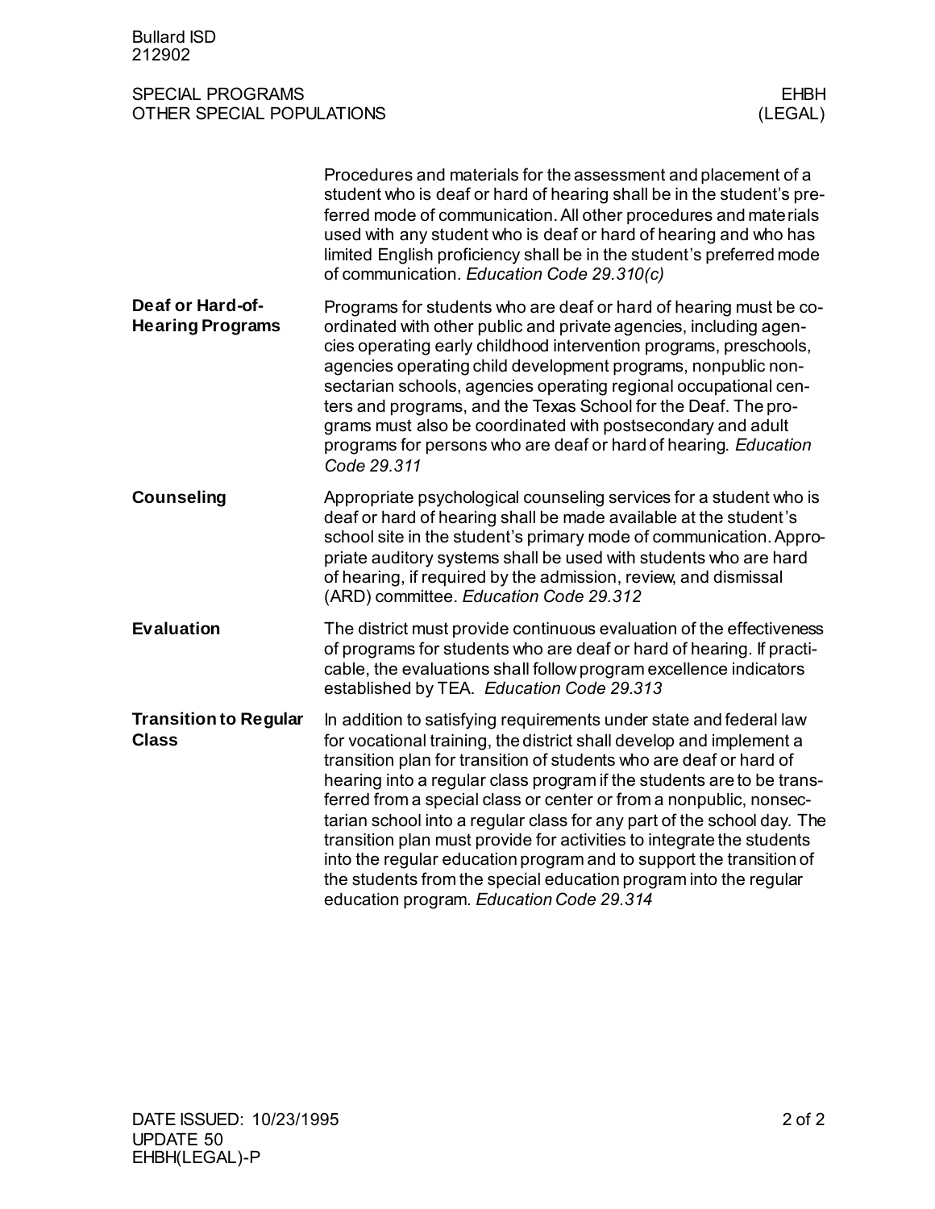Procedures and materials for the assessment and placement of a student who is deaf or hard of hearing shall be in the student's preferred mode of communication. All other procedures and materials used with any student who is deaf or hard of hearing and who has limited English proficiency shall be in the student's preferred mode of communication. *Education Code 29.310(c)*

**Deaf or Hard-of-Hearing Programs**

Programs for students who are deaf or hard of hearing must be coordinated with other public and private agencies, including agencies operating early childhood intervention programs, preschools, agencies operating child development programs, nonpublic nonsectarian schools, agencies operating regional occupational centers and programs, and the Texas School for the Deaf. The programs must also be coordinated with postsecondary and adult programs for persons who are deaf or hard of hearing. *Education Code 29.311*

**Counseling**

Appropriate psychological counseling services for a student who is deaf or hard of hearing shall be made available at the student's school site in the student's primary mode of communication. Appropriate auditory systems shall be used with students who are hard of hearing, if required by the admission, review, and dismissal (ARD) committee. *Education Code 29.312*

**Evaluation**

The district must provide continuous evaluation of the effectiveness of programs for students who are deaf or hard of hearing. If practicable, the evaluations shall follow program excellence indicators established by TEA. *Education Code 29.313*

**Transition to Regular Class**

In addition to satisfying requirements under state and federal law for vocational training, the district shall develop and implement a transition plan for transition of students who are deaf or hard of hearing into a regular class program if the students are to be transferred from a special class or center or from a nonpublic, nonsectarian school into a regular class for any part of the school day. The transition plan must provide for activities to integrate the students into the regular education program and to support the transition of the students from the special education program into the regular education program. *Education Code 29.314*